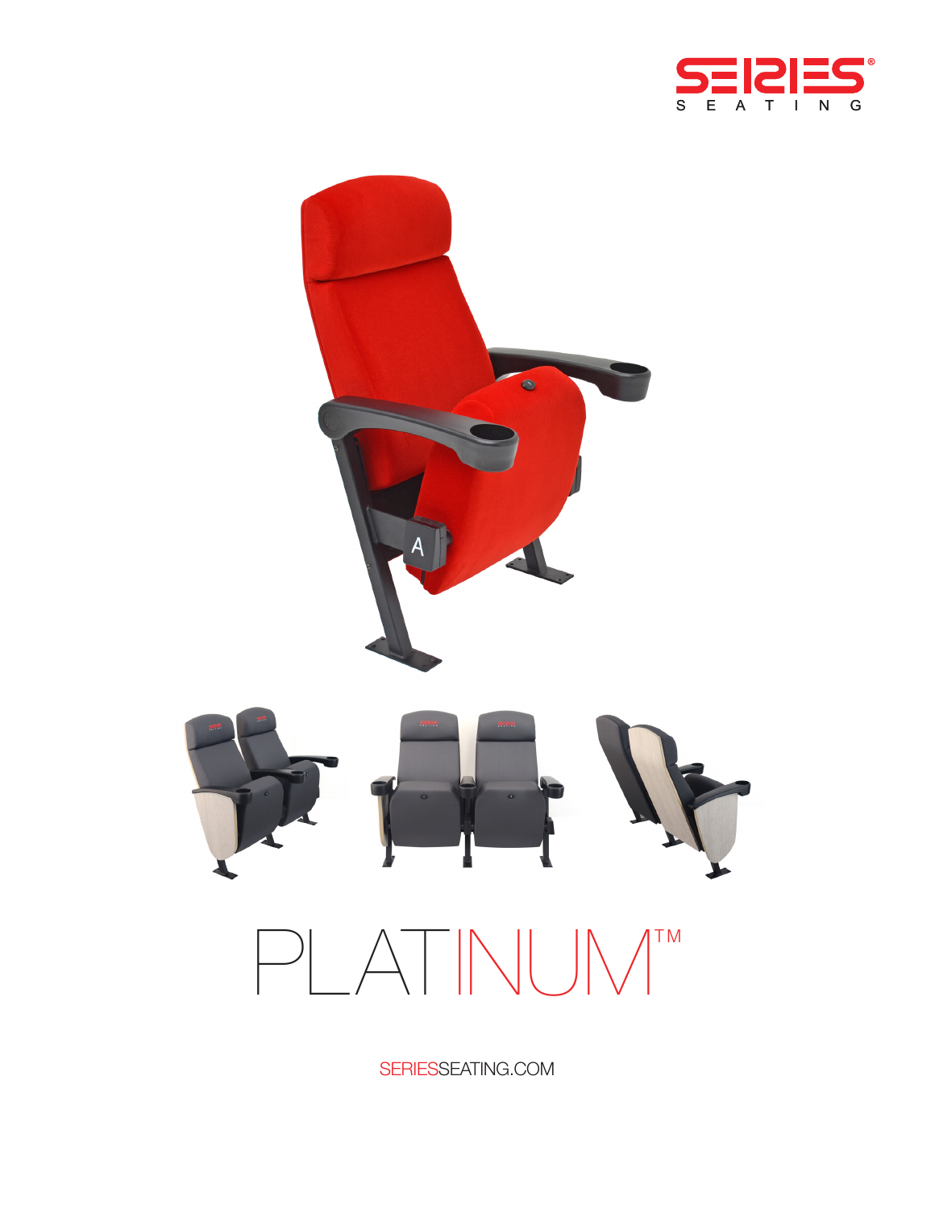SERIES SEATING

# PLATINUM™

SERIESSEATING.COM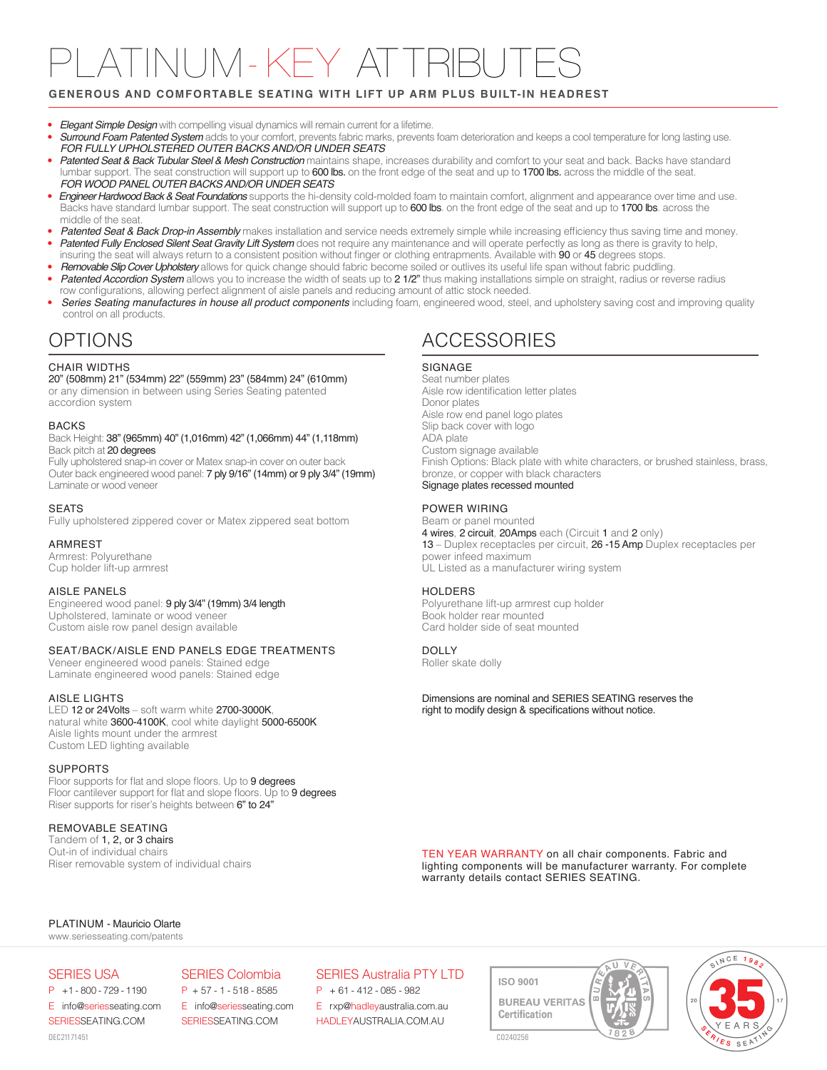# PLATINUM- KEY ATTRIBUTES

**GENERAL AND COMFORTABLE SEATING WITH LIFT UP ARM PLUS BUILT-IN HEADREST**

- *Elegant Simple Design* with compelling visual dynamics will remain current for a lifetime.
- *Surround Foam Patented System* adds to your comfort, prevents fabric marks, prevents foam deterioration and keeps a cool temperature for long lasting use. *FOR FULLY UPHOLSTERED OUTER BACKS AND/OR UNDER SEATS*
- *Patented Seat & Back Tubular Steel & Mesh Construction* maintains shape, increases durability and comfort to your seat and back. Backs have standard lumbar support. The seat construction will support up to 600 lbs. on the front edge of the seat and up to 1700 lbs. across the middle of the seat. *FOR WOOD PANEL OUTER BACKS AND/OR UNDER SEATS*
- *Engineer Hardwood Back & Seat Foundations* supports the hi-density cold-molded foam to maintain comfort, alignment and appearance over time and use. Backs have standard lumbar support. The seat construction will support up to 600 lbs. on the front edge of the seat and up to 1700 lbs. across the middle of the seat.
- *Patented Seat & Back Drop-in Assembly* makes installation and service needs extremely simple while increasing efficiency thus saving time and money.
- *Patented Fully Enclosed Silent Seat Gravity Lift System* does not require any maintenance and will operate perfectly as long as there is gravity to help, insuring the seat will always return to a consistent position without finger or clothing entrapments. Available with 90 or 45 degrees stops.
- *Removable Slip Cover Upholstery* allows for quick change should fabric become soiled or outlives its useful life span without fabric puddling.
- *Patented Accordion System* allows you to increase the width of seats up to 2 1/2" thus making installations simple on straight, radius or reverse radius row configurations, allowing perfect alignment of aisle panels and reducing amount of attic stock needed.
- *Series Seating manufactures in house all product components* including foam, engineered wood, steel, and upholstery saving cost and improving quality control on all products.

## OPTIONS

### CHAIR WIDTHS
20" (508mm) 21" (534mm) 22" (559mm) 23" (584mm) 24" (610mm)
or any dimension in between using Series Seating patented accordion system

### BACKS
Back Height: 38" (965mm) 40" (1,016mm) 42" (1,066mm) 44" (1,118mm)
Back pitch at 20 degrees
Fully upholstered snap-in cover or Matex snap-in cover on outer back
Outer back engineered wood panel: 7 ply 9/16" (14mm) or 9 ply 3/4" (19mm)
Laminate or wood veneer

### SEATS
Fully upholstered zippered cover or Matex zippered seat bottom

### ARMREST
Armrest: Polyurethane
Cup holder lift-up armrest

### AISLE PANELS
Engineered wood panel: 9 ply 3/4" (19mm) 3/4 length
Upholstered, laminate or wood veneer
Custom aisle row panel design available

### SEAT/BACK/AISLE END PANELS EDGE TREATMENTS
Veneer engineered wood panels: Stained edge
Laminate engineered wood panels: Stained edge

### AISLE LIGHTS
LED 12 or 24Volts – soft warm white 2700-3000K,
natural white 3600-4100K, cool white daylight 5000-6500K
Aisle lights mount under the armrest
Custom LED lighting available

### SUPPORTS
Floor supports for flat and slope floors. Up to 9 degrees
Floor cantilever support for flat and slope floors. Up to 9 degrees
Riser supports for riser's heights between 6" to 24"

### REMOVABLE SEATING
Tandem of 1, 2, or 3 chairs
Out-in of individual chairs
Riser removable system of individual chairs

## ACCESSORIES

### SIGNAGE
Seat number plates
Aisle row identification letter plates
Donor plates
Aisle row end panel logo plates
Slip back cover with logo
ADA plate
Custom signage available
Finish Options: Black plate with white characters, or brushed stainless, brass, bronze, or copper with black characters
Signage plates recessed mounted

### POWER WIRING
Beam or panel mounted
4 wires, 2 circuit, 20Amps each (Circuit 1 and 2 only)
13 – Duplex receptacles per circuit, 26 -15 Amp Duplex receptacles per power infeed maximum
UL Listed as a manufacturer wiring system

### HOLDERS
Polyurethane lift-up armrest cup holder
Book holder rear mounted
Card holder side of seat mounted

### DOLLY
Roller skate dolly

Dimensions are nominal and SERIES SEATING reserves the right to modify design & specifications without notice.

TEN YEAR WARRANTY on all chair components. Fabric and lighting components will be manufacturer warranty. For complete warranty details contact SERIES SEATING.

PLATINUM - Mauricio Olarte
www.seriesseating.com/patents

**SERIES USA**
P +1 - 800 - 729 - 1190
E info@seriesseating.com
SERIESSEATING.COM

**SERIES Colombia**
P + 57 - 1 - 518 - 8585
E info@seriesseating.com
SERIESSEATING.COM

**SERIES Australia PTY LTD**
P + 61 - 412 - 085 - 982
E rxp@hadleyaustralia.com.au
HADLEYAUSTRALIA.COM.AU

ISO 9001
BUREAU VERITAS Certification
BUREAU VERITAS 1828
C0240256

SINCE 1982 35 YEARS 20 17 SERIES SEATING

DEC21171451